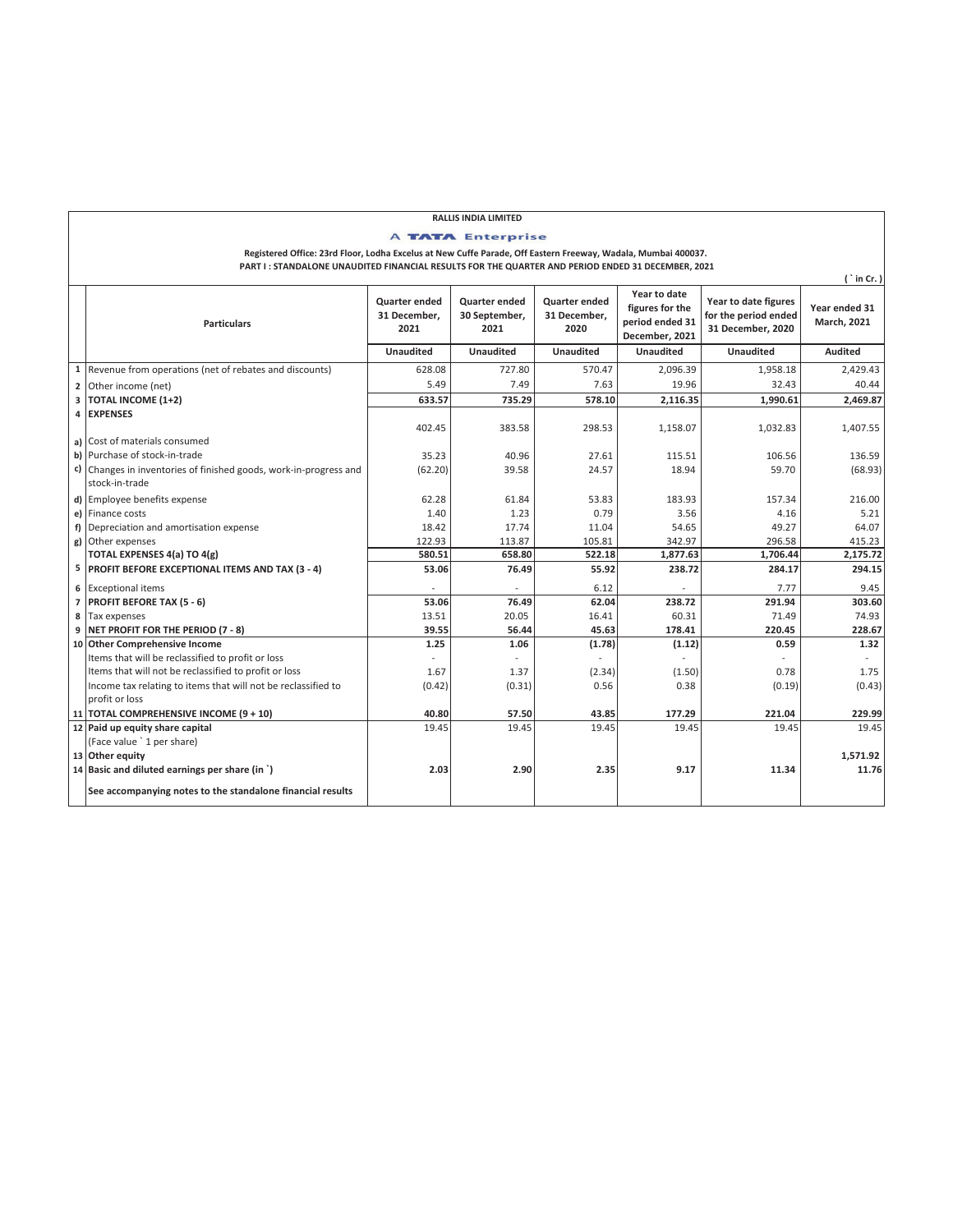# RALLIS INDIA LIMITED

**A TATA Enterprise**

**Registered Office: 23rd Floor, Lodha Excelus at New Cuffe Parade, Off Eastern Freeway, Wadala, Mumbai 400037.**

**PART I : STANDALONE UNAUDITED FINANCIAL RESULTS FOR THE QUARTER AND PERIOD ENDED 31 DECEMBER, 2021**

( ` in Cr. )

| | Particulars | Quarter ended 31 December, 2021 | Quarter ended 30 September, 2021 | Quarter ended 31 December, 2020 | Year to date figures for the period ended 31 December, 2021 | Year to date figures for the period ended 31 December, 2020 | Year ended 31 March, 2021 |
|---|---|---|---|---|---|---|---|
| | | Unaudited | Unaudited | Unaudited | Unaudited | Unaudited | Audited |
| 1 | Revenue from operations (net of rebates and discounts) | 628.08 | 727.80 | 570.47 | 2,096.39 | 1,958.18 | 2,429.43 |
| 2 | Other income (net) | 5.49 | 7.49 | 7.63 | 19.96 | 32.43 | 40.44 |
| 3 | **TOTAL INCOME (1+2)** | **633.57** | **735.29** | **578.10** | **2,116.35** | **1,990.61** | **2,469.87** |
| 4 | **EXPENSES** | | | | | | |
| a) | Cost of materials consumed | 402.45 | 383.58 | 298.53 | 1,158.07 | 1,032.83 | 1,407.55 |
| b) | Purchase of stock-in-trade | 35.23 | 40.96 | 27.61 | 115.51 | 106.56 | 136.59 |
| c) | Changes in inventories of finished goods, work-in-progress and stock-in-trade | (62.20) | 39.58 | 24.57 | 18.94 | 59.70 | (68.93) |
| d) | Employee benefits expense | 62.28 | 61.84 | 53.83 | 183.93 | 157.34 | 216.00 |
| e) | Finance costs | 1.40 | 1.23 | 0.79 | 3.56 | 4.16 | 5.21 |
| f) | Depreciation and amortisation expense | 18.42 | 17.74 | 11.04 | 54.65 | 49.27 | 64.07 |
| g) | Other expenses | 122.93 | 113.87 | 105.81 | 342.97 | 296.58 | 415.23 |
| | **TOTAL EXPENSES 4(a) TO 4(g)** | **580.51** | **658.80** | **522.18** | **1,877.63** | **1,706.44** | **2,175.72** |
| 5 | **PROFIT BEFORE EXCEPTIONAL ITEMS AND TAX (3 - 4)** | **53.06** | **76.49** | **55.92** | **238.72** | **284.17** | **294.15** |
| 6 | Exceptional items | - | - | 6.12 | - | 7.77 | 9.45 |
| 7 | **PROFIT BEFORE TAX (5 - 6)** | **53.06** | **76.49** | **62.04** | **238.72** | **291.94** | **303.60** |
| 8 | Tax expenses | 13.51 | 20.05 | 16.41 | 60.31 | 71.49 | 74.93 |
| 9 | **NET PROFIT FOR THE PERIOD (7 - 8)** | **39.55** | **56.44** | **45.63** | **178.41** | **220.45** | **228.67** |
| 10 | **Other Comprehensive Income** | **1.25** | **1.06** | **(1.78)** | **(1.12)** | **0.59** | **1.32** |
| | Items that will be reclassified to profit or loss | - | - | - | - | - | - |
| | Items that will not be reclassified to profit or loss | 1.67 | 1.37 | (2.34) | (1.50) | 0.78 | 1.75 |
| | Income tax relating to items that will not be reclassified to profit or loss | (0.42) | (0.31) | 0.56 | 0.38 | (0.19) | (0.43) |
| 11 | **TOTAL COMPREHENSIVE INCOME (9 + 10)** | **40.80** | **57.50** | **43.85** | **177.29** | **221.04** | **229.99** |
| 12 | **Paid up equity share capital** (Face value ` 1 per share) | 19.45 | 19.45 | 19.45 | 19.45 | 19.45 | 19.45 |
| 13 | **Other equity** | | | | | | **1,571.92** |
| 14 | **Basic and diluted earnings per share (in `)** | **2.03** | **2.90** | **2.35** | **9.17** | **11.34** | **11.76** |
| | **See accompanying notes to the standalone financial results** | | | | | | |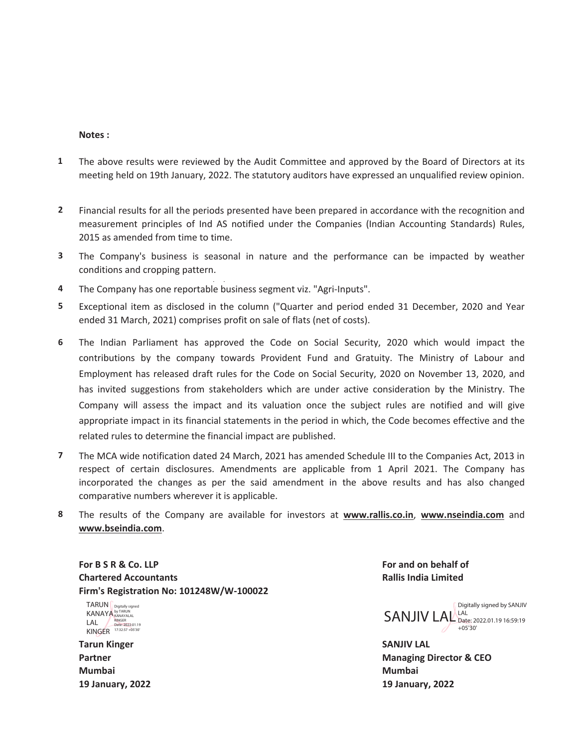**Notes :**

1. The above results were reviewed by the Audit Committee and approved by the Board of Directors at its meeting held on 19th January, 2022. The statutory auditors have expressed an unqualified review opinion.

2. Financial results for all the periods presented have been prepared in accordance with the recognition and measurement principles of Ind AS notified under the Companies (Indian Accounting Standards) Rules, 2015 as amended from time to time.

3. The Company's business is seasonal in nature and the performance can be impacted by weather conditions and cropping pattern.

4. The Company has one reportable business segment viz. "Agri-Inputs".

5. Exceptional item as disclosed in the column ("Quarter and period ended 31 December, 2020 and Year ended 31 March, 2021) comprises profit on sale of flats (net of costs).

6. The Indian Parliament has approved the Code on Social Security, 2020 which would impact the contributions by the company towards Provident Fund and Gratuity. The Ministry of Labour and Employment has released draft rules for the Code on Social Security, 2020 on November 13, 2020, and has invited suggestions from stakeholders which are under active consideration by the Ministry. The Company will assess the impact and its valuation once the subject rules are notified and will give appropriate impact in its financial statements in the period in which, the Code becomes effective and the related rules to determine the financial impact are published.

7. The MCA wide notification dated 24 March, 2021 has amended Schedule III to the Companies Act, 2013 in respect of certain disclosures. Amendments are applicable from 1 April 2021. The Company has incorporated the changes as per the said amendment in the above results and has also changed comparative numbers wherever it is applicable.

8. The results of the Company are available for investors at **www.rallis.co.in**, **www.nseindia.com** and **www.bseindia.com**.

**For B S R & Co. LLP**
**Chartered Accountants**
**Firm's Registration No: 101248W/W-100022**

TARUN KANAYALAL KINGER
Digitally signed by TARUN KANAYALAL KINGER
Date: 2022.01.19 17:32:57 +05'30'

**Tarun Kinger**
**Partner**
**Mumbai**
**19 January, 2022**

**For and on behalf of**
**Rallis India Limited**

SANJIV LAL
Digitally signed by SANJIV LAL
Date: 2022.01.19 16:59:19 +05'30'

**SANJIV LAL**
**Managing Director & CEO**
**Mumbai**
**19 January, 2022**